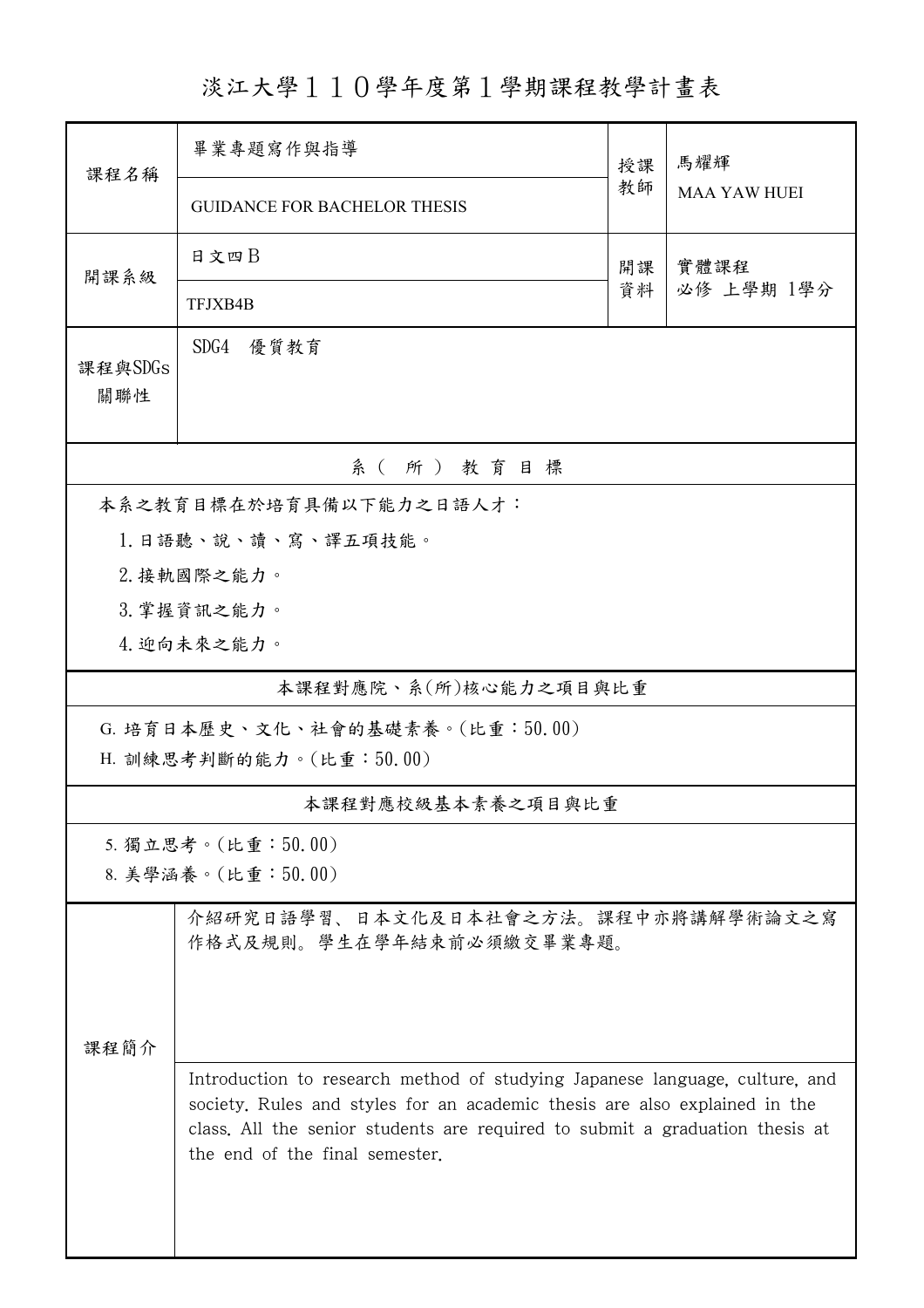# 淡江大學１１０學年度第１學期課程教學計畫表

| 課程名稱 | 畢業專題寫作與指導<br>GUIDANCE FOR BACHELOR THESIS | 授課教師 | 馬耀輝<br>MAA YAW HUEI |
|---|---|---|---|
| 開課系級 | 日文四Ｂ<br>TFJXB4B | 開課資料 | 實體課程<br>必修 上學期 1學分 |
| 課程與SDGs關聯性 | SDG4　優質教育 | | |

## 系（所）教育目標

本系之教育目標在於培育具備以下能力之日語人才：

1. 日語聽、說、讀、寫、譯五項技能。
2. 接軌國際之能力。
3. 掌握資訊之能力。
4. 迎向未來之能力。

## 本課程對應院、系(所)核心能力之項目與比重

G. 培育日本歷史、文化、社會的基礎素養。(比重：50.00)

H. 訓練思考判斷的能力。(比重：50.00)

## 本課程對應校級基本素養之項目與比重

5. 獨立思考。(比重：50.00)

8. 美學涵養。(比重：50.00)

## 課程簡介

介紹研究日語學習、日本文化及日本社會之方法。課程中亦將講解學術論文之寫作格式及規則。學生在學年結束前必須繳交畢業專題。

Introduction to research method of studying Japanese language, culture, and society. Rules and styles for an academic thesis are also explained in the class. All the senior students are required to submit a graduation thesis at the end of the final semester.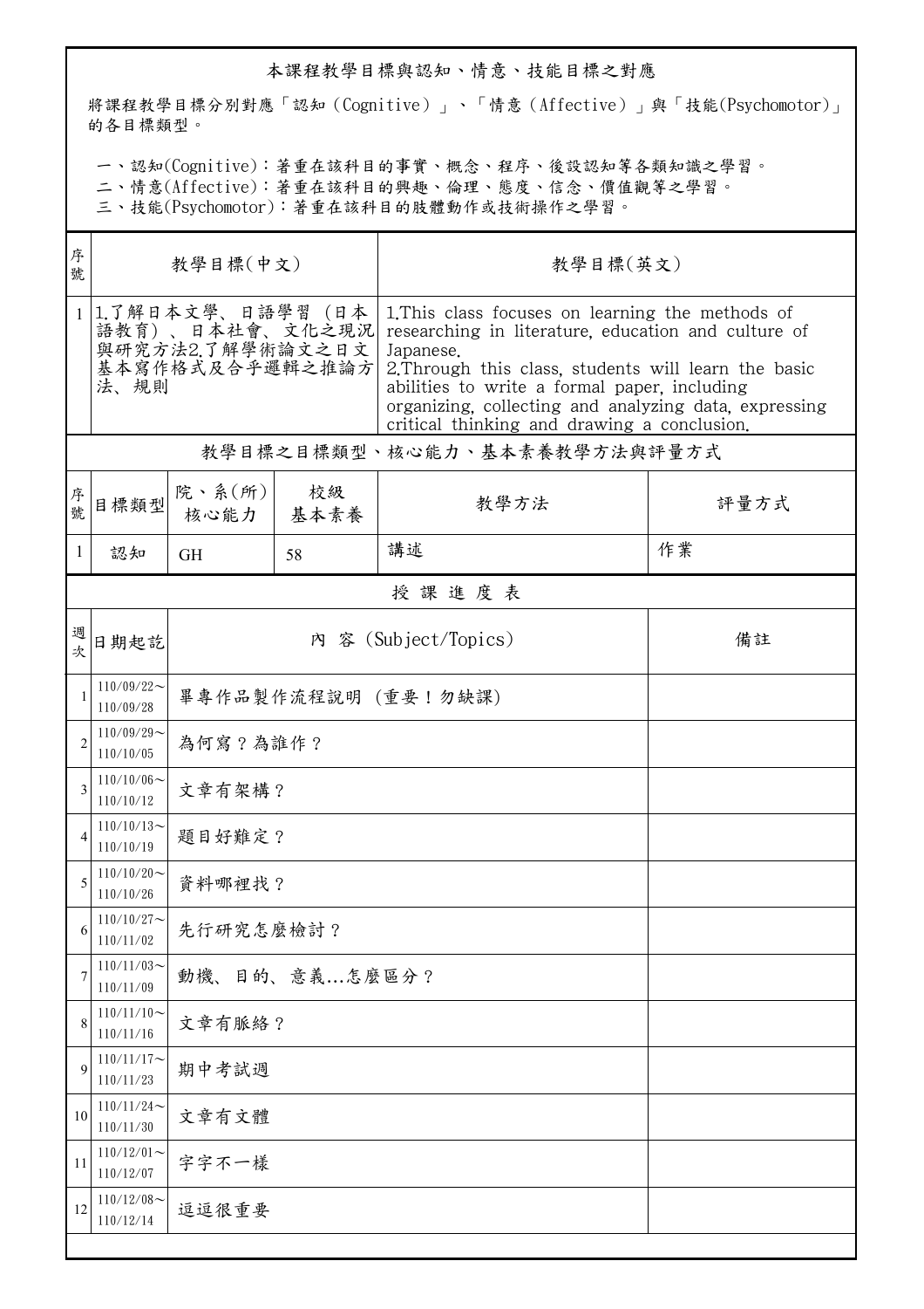## 本課程教學目標與認知、情意、技能目標之對應

將課程教學目標分別對應「認知（Cognitive）」、「情意（Affective）」與「技能(Psychomotor)」的各目標類型。

一、認知(Cognitive)：著重在該科目的事實、概念、程序、後設認知等各類知識之學習。
二、情意(Affective)：著重在該科目的興趣、倫理、態度、信念、價值觀等之學習。
三、技能(Psychomotor)：著重在該科目的肢體動作或技術操作之學習。

| 序號 | 教學目標(中文) | 教學目標(英文) |
|---|---|---|
| 1 | 1.了解日本文學、日語學習（日本語教育）、日本社會、文化之現況與研究方法2.了解學術論文之日文基本寫作格式及合乎邏輯之推論方法、規則 | 1.This class focuses on learning the methods of researching in literature, education and culture of Japanese. 2.Through this class, students will learn the basic abilities to write a formal paper, including organizing, collecting and analyzing data, expressing critical thinking and drawing a conclusion. |

## 教學目標之目標類型、核心能力、基本素養教學方法與評量方式

| 序號 | 目標類型 | 院、系(所)核心能力 | 校級基本素養 | 教學方法 | 評量方式 |
|---|---|---|---|---|---|
| 1 | 認知 | GH | 58 | 講述 | 作業 |

## 授課進度表

| 週次 | 日期起訖 | 內 容 (Subject/Topics) | 備註 |
|---|---|---|---|
| 1 | 110/09/22～110/09/28 | 畢專作品製作流程說明（重要！勿缺課) | |
| 2 | 110/09/29～110/10/05 | 為何寫？為誰作？ | |
| 3 | 110/10/06～110/10/12 | 文章有架構？ | |
| 4 | 110/10/13～110/10/19 | 題目好難定？ | |
| 5 | 110/10/20～110/10/26 | 資料哪裡找？ | |
| 6 | 110/10/27～110/11/02 | 先行研究怎麼檢討？ | |
| 7 | 110/11/03～110/11/09 | 動機、目的、意義...怎麼區分？ | |
| 8 | 110/11/10～110/11/16 | 文章有脈絡？ | |
| 9 | 110/11/17～110/11/23 | 期中考試週 | |
| 10 | 110/11/24～110/11/30 | 文章有文體 | |
| 11 | 110/12/01～110/12/07 | 字字不一樣 | |
| 12 | 110/12/08～110/12/14 | 逗逗很重要 | |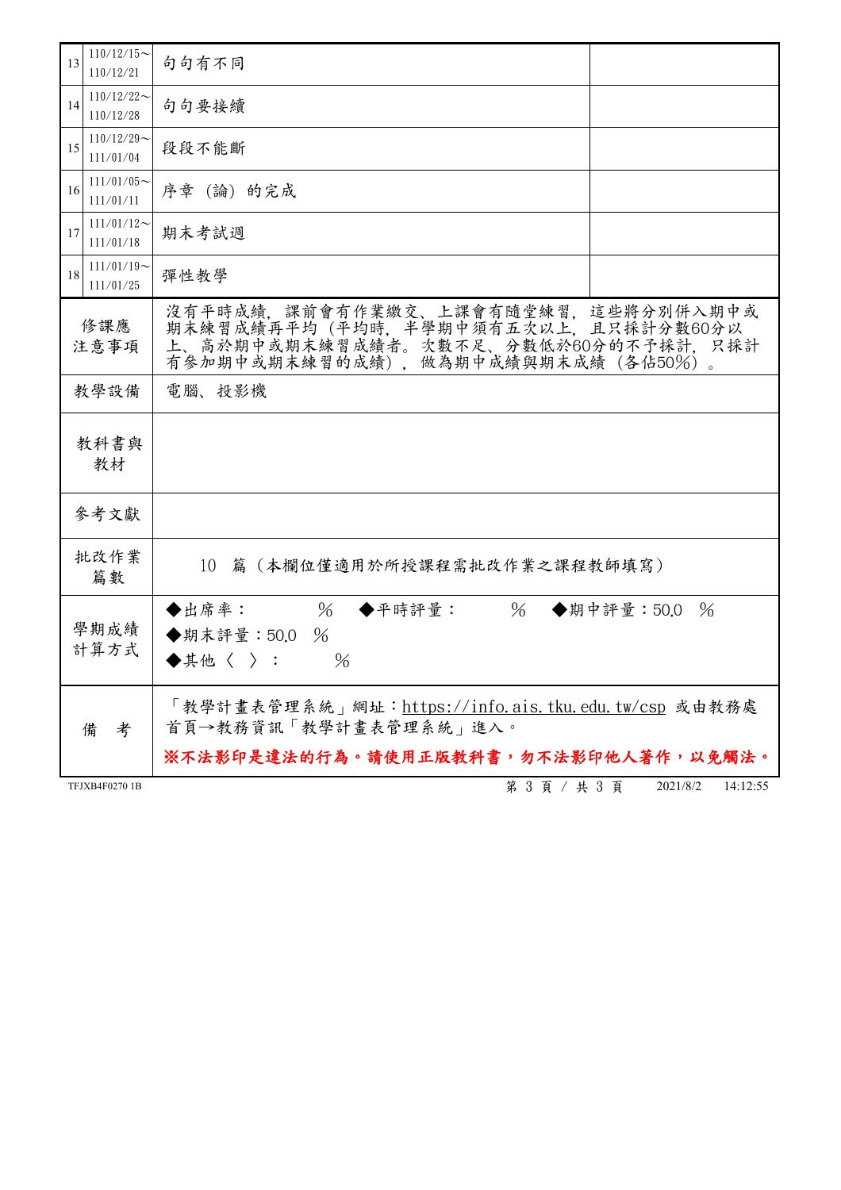| | | | |
|---|---|---|---|
| 13 | 110/12/15～110/12/21 | 句句有不同 | |
| 14 | 110/12/22～110/12/28 | 句句要接續 | |
| 15 | 110/12/29～111/01/04 | 段段不能斷 | |
| 16 | 111/01/05～111/01/11 | 序章（論）的完成 | |
| 17 | 111/01/12～111/01/18 | 期末考試週 | |
| 18 | 111/01/19～111/01/25 | 彈性教學 | |

| | |
|---|---|
| 修課應注意事項 | 沒有平時成績，課前會有作業繳交、上課會有隨堂練習，這些將分別併入期中或期末練習成績再平均（平均時，半學期中須有五次以上，且只採計分數60分以上、高於期中或期末練習成績者。次數不足、分數低於60分的不予採計，只採計有參加期中或期末練習的成績），做為期中成績與期末成績（各佔50%）。 |
| 教學設備 | 電腦、投影機 |
| 教科書與教材 | |
| 參考文獻 | |
| 批改作業篇數 | 10 篇（本欄位僅適用於所授課程需批改作業之課程教師填寫） |
| 學期成績計算方式 | ◆出席率： %　◆平時評量： %　◆期中評量：50.0 %<br>◆期末評量：50.0 %<br>◆其他〈 〉： % |
| 備　考 | 「教學計畫表管理系統」網址：https://info.ais.tku.edu.tw/csp 或由教務處首頁→教務資訊「教學計畫表管理系統」進入。<br>**※不法影印是違法的行為。請使用正版教科書，勿不法影印他人著作，以免觸法。** |

TFJXB4F0270 1B　　2021/8/2　14:12:55